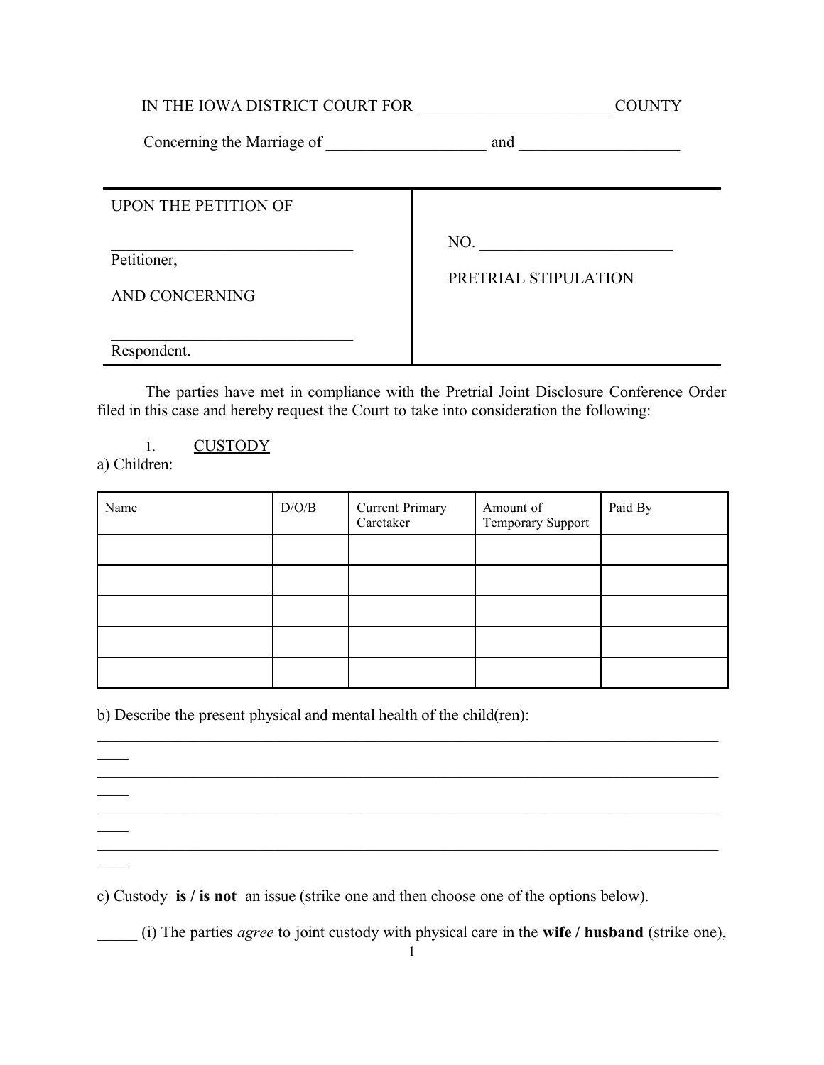IN THE IOWA DISTRICT COURT FOR ________________________ COUNTY

Concerning the Marriage of ____________________ and ____________________

| UPON THE PETITION OF<br><br>______________________________<br>Petitioner,<br><br>AND CONCERNING<br><br>______________________________<br>Respondent. | NO. ________________________<br><br>PRETRIAL STIPULATION |
|---|---|

The parties have met in compliance with the Pretrial Joint Disclosure Conference Order filed in this case and hereby request the Court to take into consideration the following:

1. <u>CUSTODY</u>

a) Children:

| Name | D/O/B | Current Primary Caretaker | Amount of Temporary Support | Paid By |
|---|---|---|---|---|
| | | | | |
| | | | | |
| | | | | |
| | | | | |
| | | | | |

b) Describe the present physical and mental health of the child(ren):

________________________________________________________________________________

________________________________________________________________________________

________________________________________________________________________________

________________________________________________________________________________

c) Custody **is / is not** an issue (strike one and then choose one of the options below).

_____ (i) The parties *agree* to joint custody with physical care in the **wife / husband** (strike one),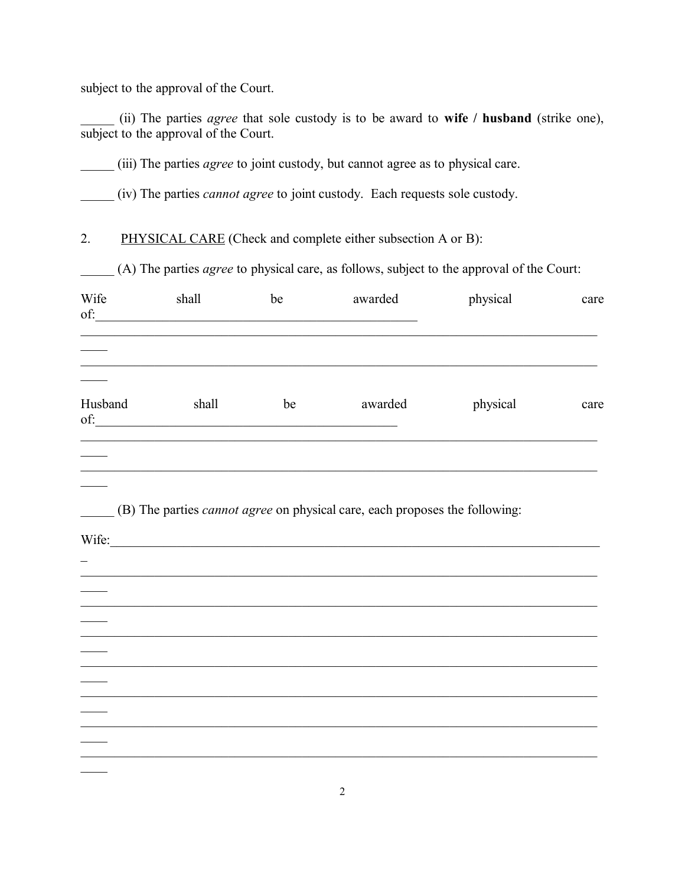subject to the approval of the Court.

_____ (ii) The parties *agree* that sole custody is to be award to **wife / husband** (strike one), subject to the approval of the Court.

_____ (iii) The parties *agree* to joint custody, but cannot agree as to physical care.

_____ (iv) The parties *cannot agree* to joint custody. Each requests sole custody.

2. PHYSICAL CARE (Check and complete either subsection A or B):

_____ (A) The parties *agree* to physical care, as follows, subject to the approval of the Court:

Wife shall be awarded physical care of:__________________________________________________

_____________________________________________________________________________

_____________________________________________________________________________

Husband shall be awarded physical care of:_____________________________________________

_____________________________________________________________________________

_____________________________________________________________________________

_____ (B) The parties *cannot agree* on physical care, each proposes the following:

Wife:__________________________________________________________________________

_____________________________________________________________________________

_____________________________________________________________________________

_____________________________________________________________________________

_____________________________________________________________________________

_____________________________________________________________________________

_____________________________________________________________________________

_____________________________________________________________________________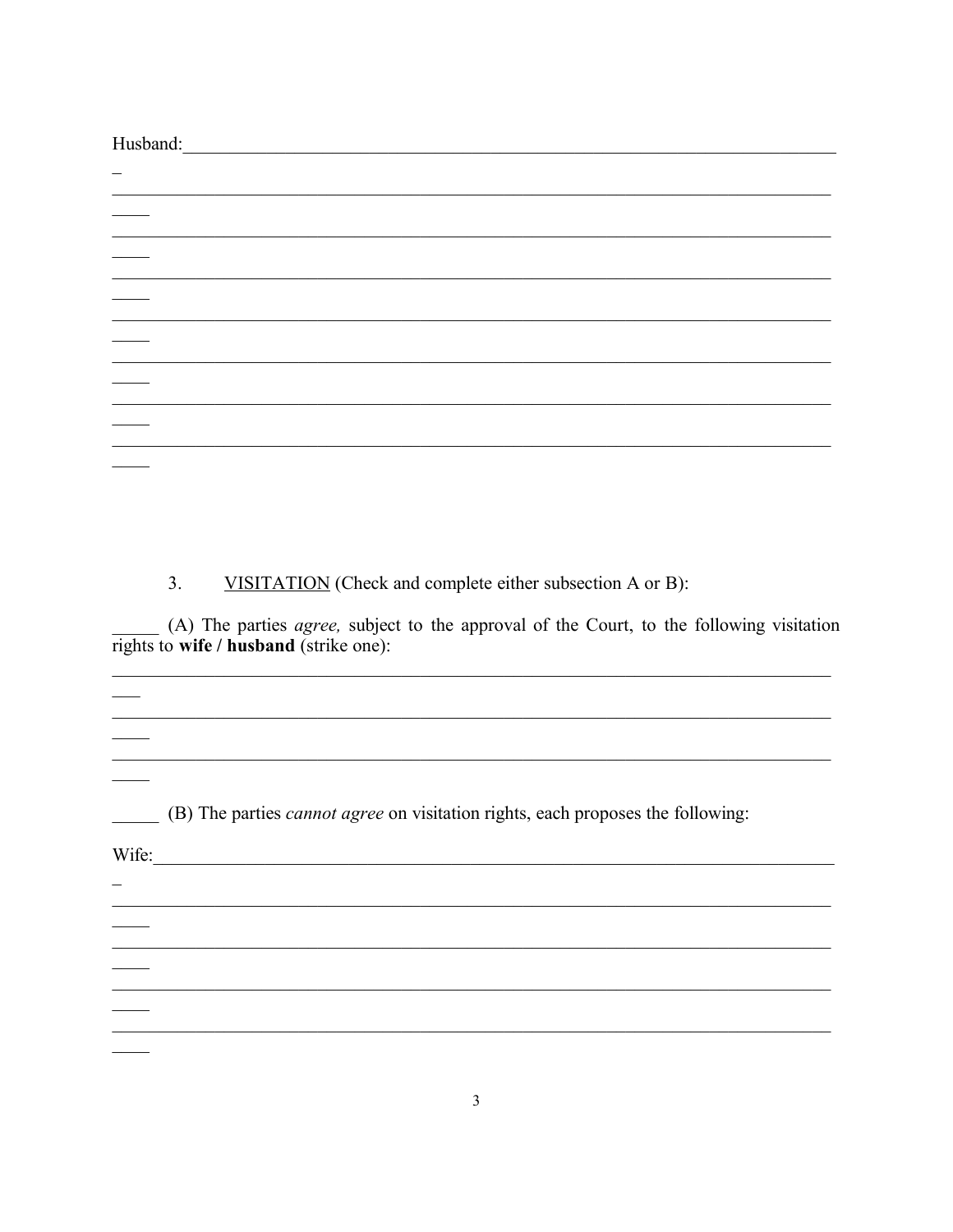Husband:\_\_\_\_\_\_\_\_\_\_\_\_\_\_\_\_\_\_\_\_\_\_\_\_\_\_\_\_\_\_\_\_\_\_\_\_\_\_\_\_\_\_\_\_\_\_\_\_\_\_\_\_\_\_\_\_\_\_\_\_\_\_\_\_\_\_\_\_\_\_\_\_\_

\_\_\_\_\_\_\_\_\_\_\_\_\_\_\_\_\_\_\_\_\_\_\_\_\_\_\_\_\_\_\_\_\_\_\_\_\_\_\_\_\_\_\_\_\_\_\_\_\_\_\_\_\_\_\_\_\_\_\_\_\_\_\_\_\_\_\_\_\_\_\_\_\_\_\_\_\_\_

\_\_\_\_\_\_\_\_\_\_\_\_\_\_\_\_\_\_\_\_\_\_\_\_\_\_\_\_\_\_\_\_\_\_\_\_\_\_\_\_\_\_\_\_\_\_\_\_\_\_\_\_\_\_\_\_\_\_\_\_\_\_\_\_\_\_\_\_\_\_\_\_\_\_\_\_\_\_

\_\_\_\_\_\_\_\_\_\_\_\_\_\_\_\_\_\_\_\_\_\_\_\_\_\_\_\_\_\_\_\_\_\_\_\_\_\_\_\_\_\_\_\_\_\_\_\_\_\_\_\_\_\_\_\_\_\_\_\_\_\_\_\_\_\_\_\_\_\_\_\_\_\_\_\_\_\_

\_\_\_\_\_\_\_\_\_\_\_\_\_\_\_\_\_\_\_\_\_\_\_\_\_\_\_\_\_\_\_\_\_\_\_\_\_\_\_\_\_\_\_\_\_\_\_\_\_\_\_\_\_\_\_\_\_\_\_\_\_\_\_\_\_\_\_\_\_\_\_\_\_\_\_\_\_\_

\_\_\_\_\_\_\_\_\_\_\_\_\_\_\_\_\_\_\_\_\_\_\_\_\_\_\_\_\_\_\_\_\_\_\_\_\_\_\_\_\_\_\_\_\_\_\_\_\_\_\_\_\_\_\_\_\_\_\_\_\_\_\_\_\_\_\_\_\_\_\_\_\_\_\_\_\_\_

\_\_\_\_\_\_\_\_\_\_\_\_\_\_\_\_\_\_\_\_\_\_\_\_\_\_\_\_\_\_\_\_\_\_\_\_\_\_\_\_\_\_\_\_\_\_\_\_\_\_\_\_\_\_\_\_\_\_\_\_\_\_\_\_\_\_\_\_\_\_\_\_\_\_\_\_\_\_

\_\_\_\_\_\_\_\_\_\_\_\_\_\_\_\_\_\_\_\_\_\_\_\_\_\_\_\_\_\_\_\_\_\_\_\_\_\_\_\_\_\_\_\_\_\_\_\_\_\_\_\_\_\_\_\_\_\_\_\_\_\_\_\_\_\_\_\_\_\_\_\_\_\_\_\_\_\_

3. <u>VISITATION</u> (Check and complete either subsection A or B):

\_\_\_\_\_ (A) The parties *agree,* subject to the approval of the Court, to the following visitation rights to **wife / husband** (strike one):

\_\_\_\_\_\_\_\_\_\_\_\_\_\_\_\_\_\_\_\_\_\_\_\_\_\_\_\_\_\_\_\_\_\_\_\_\_\_\_\_\_\_\_\_\_\_\_\_\_\_\_\_\_\_\_\_\_\_\_\_\_\_\_\_\_\_\_\_\_\_\_\_\_\_\_\_\_\_

\_\_\_\_\_\_\_\_\_\_\_\_\_\_\_\_\_\_\_\_\_\_\_\_\_\_\_\_\_\_\_\_\_\_\_\_\_\_\_\_\_\_\_\_\_\_\_\_\_\_\_\_\_\_\_\_\_\_\_\_\_\_\_\_\_\_\_\_\_\_\_\_\_\_\_\_\_\_

\_\_\_\_\_\_\_\_\_\_\_\_\_\_\_\_\_\_\_\_\_\_\_\_\_\_\_\_\_\_\_\_\_\_\_\_\_\_\_\_\_\_\_\_\_\_\_\_\_\_\_\_\_\_\_\_\_\_\_\_\_\_\_\_\_\_\_\_\_\_\_\_\_\_\_\_\_\_

\_\_\_\_\_ (B) The parties *cannot agree* on visitation rights, each proposes the following:

Wife:\_\_\_\_\_\_\_\_\_\_\_\_\_\_\_\_\_\_\_\_\_\_\_\_\_\_\_\_\_\_\_\_\_\_\_\_\_\_\_\_\_\_\_\_\_\_\_\_\_\_\_\_\_\_\_\_\_\_\_\_\_\_\_\_\_\_\_\_\_\_\_\_\_\_\_

\_\_\_\_\_\_\_\_\_\_\_\_\_\_\_\_\_\_\_\_\_\_\_\_\_\_\_\_\_\_\_\_\_\_\_\_\_\_\_\_\_\_\_\_\_\_\_\_\_\_\_\_\_\_\_\_\_\_\_\_\_\_\_\_\_\_\_\_\_\_\_\_\_\_\_\_\_\_

\_\_\_\_\_\_\_\_\_\_\_\_\_\_\_\_\_\_\_\_\_\_\_\_\_\_\_\_\_\_\_\_\_\_\_\_\_\_\_\_\_\_\_\_\_\_\_\_\_\_\_\_\_\_\_\_\_\_\_\_\_\_\_\_\_\_\_\_\_\_\_\_\_\_\_\_\_\_

\_\_\_\_\_\_\_\_\_\_\_\_\_\_\_\_\_\_\_\_\_\_\_\_\_\_\_\_\_\_\_\_\_\_\_\_\_\_\_\_\_\_\_\_\_\_\_\_\_\_\_\_\_\_\_\_\_\_\_\_\_\_\_\_\_\_\_\_\_\_\_\_\_\_\_\_\_\_

\_\_\_\_\_\_\_\_\_\_\_\_\_\_\_\_\_\_\_\_\_\_\_\_\_\_\_\_\_\_\_\_\_\_\_\_\_\_\_\_\_\_\_\_\_\_\_\_\_\_\_\_\_\_\_\_\_\_\_\_\_\_\_\_\_\_\_\_\_\_\_\_\_\_\_\_\_\_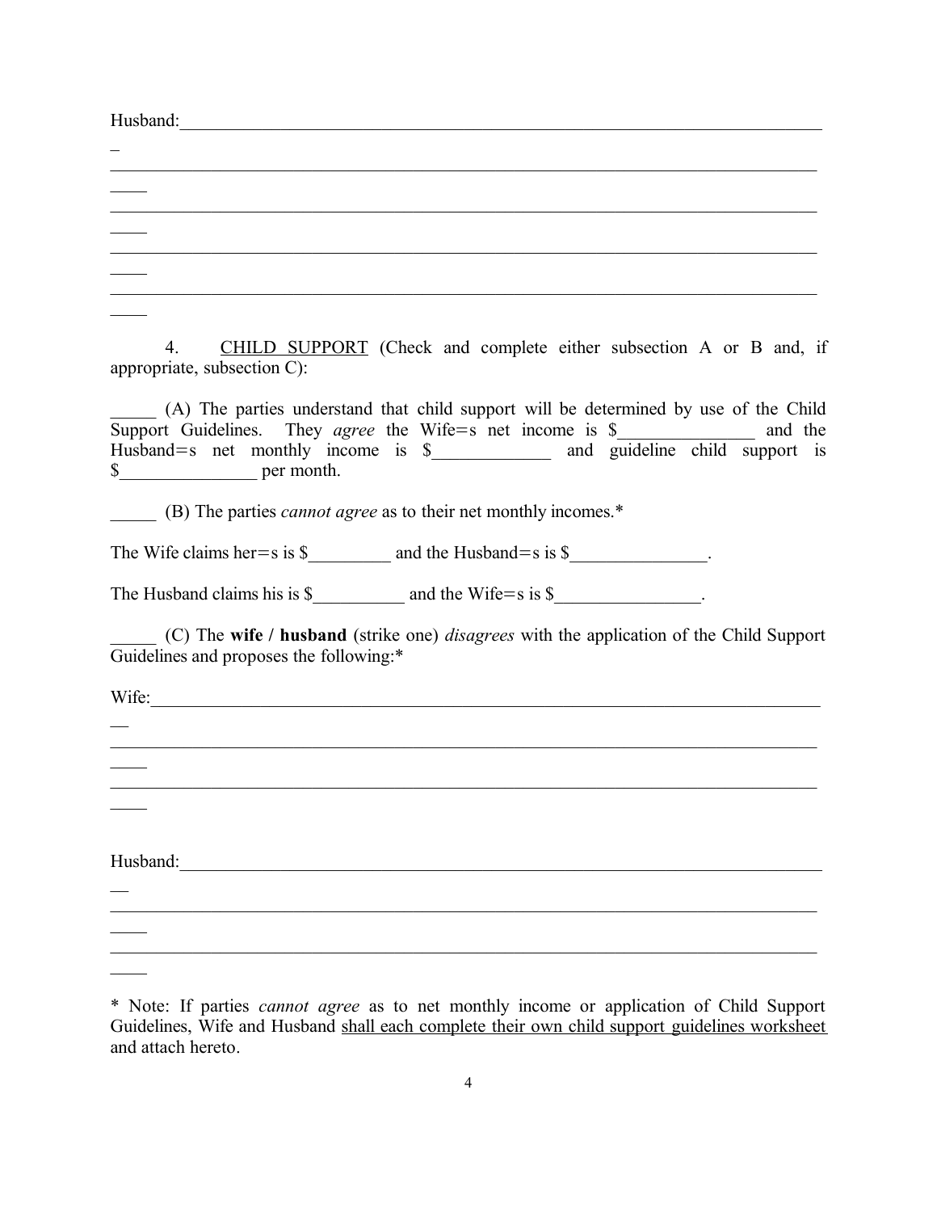Husband:_____________________________________________________________________________

_____________________________________________________________________________

_____________________________________________________________________________

_____________________________________________________________________________

_____________________________________________________________________________

4. CHILD SUPPORT (Check and complete either subsection A or B and, if appropriate, subsection C):

_____ (A) The parties understand that child support will be determined by use of the Child Support Guidelines. They *agree* the Wife=s net income is $_______________ and the Husband=s net monthly income is $_____________ and guideline child support is $________________ per month.

_____ (B) The parties *cannot agree* as to their net monthly incomes.*

The Wife claims her=s is $_________ and the Husband=s is $_______________.

The Husband claims his is $__________ and the Wife=s is $________________.

_____ (C) The **wife / husband** (strike one) *disagrees* with the application of the Child Support Guidelines and proposes the following:*

Wife:_____________________________________________________________________________

_____________________________________________________________________________

_____________________________________________________________________________

Husband:_____________________________________________________________________________

_____________________________________________________________________________

_____________________________________________________________________________

* Note: If parties *cannot agree* as to net monthly income or application of Child Support Guidelines, Wife and Husband shall each complete their own child support guidelines worksheet and attach hereto.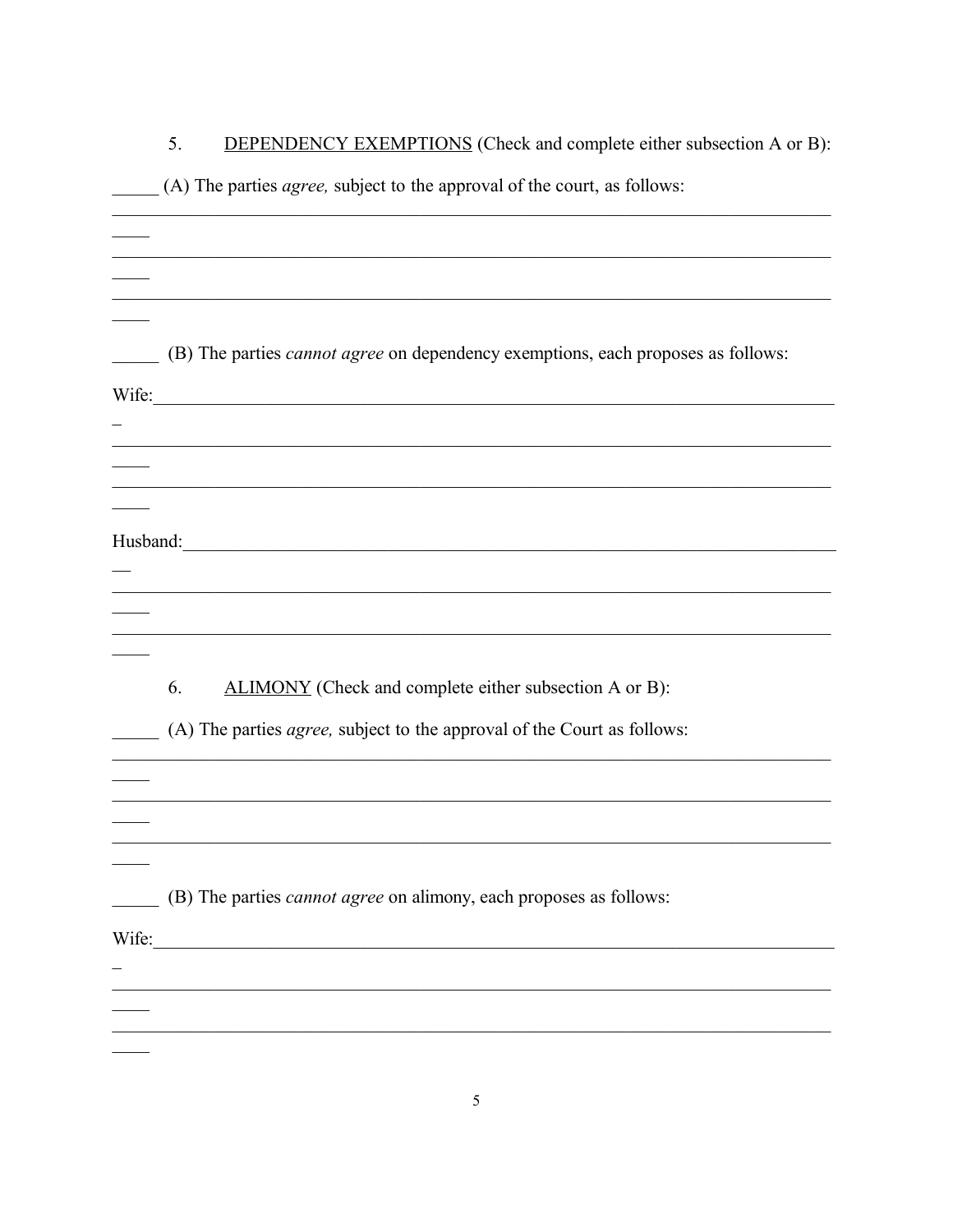5. <u>DEPENDENCY EXEMPTIONS</u> (Check and complete either subsection A or B):

_____ (A) The parties *agree,* subject to the approval of the court, as follows:
_______________________________________________________________________________
_______________________________________________________________________________
_______________________________________________________________________________

_____ (B) The parties *cannot agree* on dependency exemptions, each proposes as follows:

Wife:__________________________________________________________________________
_______________________________________________________________________________
_______________________________________________________________________________

Husband:_______________________________________________________________________
_______________________________________________________________________________
_______________________________________________________________________________

6. <u>ALIMONY</u> (Check and complete either subsection A or B):

_____ (A) The parties *agree,* subject to the approval of the Court as follows:
_______________________________________________________________________________
_______________________________________________________________________________
_______________________________________________________________________________

_____ (B) The parties *cannot agree* on alimony, each proposes as follows:

Wife:__________________________________________________________________________
_______________________________________________________________________________
_______________________________________________________________________________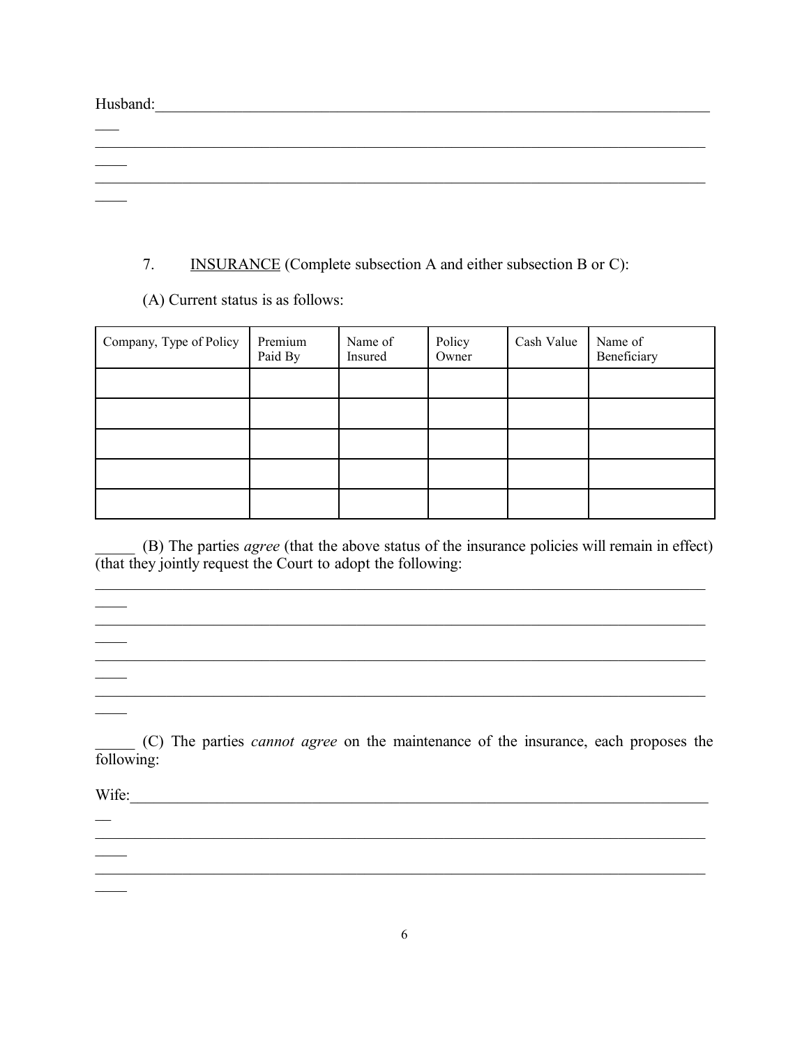Husband:______________________________________________________________________________
___________________________________________________________________________________
___________________________________________________________________________________

7. <u>INSURANCE</u> (Complete subsection A and either subsection B or C):

(A) Current status is as follows:

| Company, Type of Policy | Premium Paid By | Name of Insured | Policy Owner | Cash Value | Name of Beneficiary |
|---|---|---|---|---|---|
| | | | | | |
| | | | | | |
| | | | | | |
| | | | | | |
| | | | | | |

_____ (B) The parties *agree* (that the above status of the insurance policies will remain in effect) (that they jointly request the Court to adopt the following:

___________________________________________________________________________________
___________________________________________________________________________________
___________________________________________________________________________________
___________________________________________________________________________________

_____ (C) The parties *cannot agree* on the maintenance of the insurance, each proposes the following:

Wife:_________________________________________________________________________________
___________________________________________________________________________________
___________________________________________________________________________________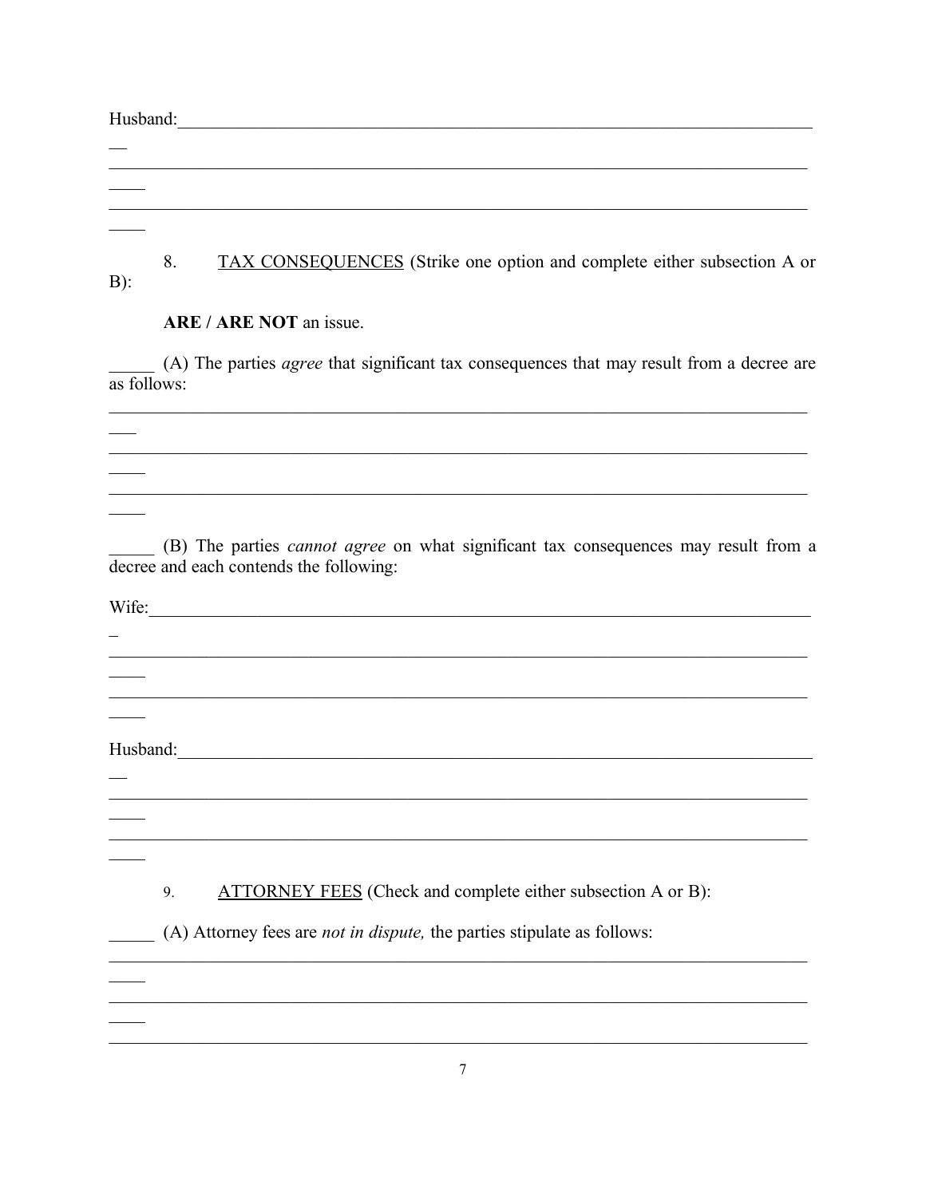Husband:\_\_\_\_\_\_\_\_\_\_\_\_\_\_\_\_\_\_\_\_\_\_\_\_\_\_\_\_\_\_\_\_\_\_\_\_\_\_\_\_\_\_\_\_\_\_\_\_\_\_\_\_\_\_\_\_\_\_\_\_\_\_\_\_\_\_\_\_\_\_\_\_\_\_\_\_\_

\_\_\_\_\_\_\_\_\_\_\_\_\_\_\_\_\_\_\_\_\_\_\_\_\_\_\_\_\_\_\_\_\_\_\_\_\_\_\_\_\_\_\_\_\_\_\_\_\_\_\_\_\_\_\_\_\_\_\_\_\_\_\_\_\_\_\_\_\_\_\_\_\_\_\_\_\_\_\_\_\_\_\_

\_\_\_\_\_\_\_\_\_\_\_\_\_\_\_\_\_\_\_\_\_\_\_\_\_\_\_\_\_\_\_\_\_\_\_\_\_\_\_\_\_\_\_\_\_\_\_\_\_\_\_\_\_\_\_\_\_\_\_\_\_\_\_\_\_\_\_\_\_\_\_\_\_\_\_\_\_\_\_\_\_\_\_

8. TAX CONSEQUENCES (Strike one option and complete either subsection A or B):

**ARE / ARE NOT** an issue.

\_\_\_\_\_ (A) The parties *agree* that significant tax consequences that may result from a decree are as follows:

\_\_\_\_\_\_\_\_\_\_\_\_\_\_\_\_\_\_\_\_\_\_\_\_\_\_\_\_\_\_\_\_\_\_\_\_\_\_\_\_\_\_\_\_\_\_\_\_\_\_\_\_\_\_\_\_\_\_\_\_\_\_\_\_\_\_\_\_\_\_\_\_\_\_\_\_\_\_\_\_\_\_\_

\_\_\_\_\_\_\_\_\_\_\_\_\_\_\_\_\_\_\_\_\_\_\_\_\_\_\_\_\_\_\_\_\_\_\_\_\_\_\_\_\_\_\_\_\_\_\_\_\_\_\_\_\_\_\_\_\_\_\_\_\_\_\_\_\_\_\_\_\_\_\_\_\_\_\_\_\_\_\_\_\_\_\_

\_\_\_\_\_\_\_\_\_\_\_\_\_\_\_\_\_\_\_\_\_\_\_\_\_\_\_\_\_\_\_\_\_\_\_\_\_\_\_\_\_\_\_\_\_\_\_\_\_\_\_\_\_\_\_\_\_\_\_\_\_\_\_\_\_\_\_\_\_\_\_\_\_\_\_\_\_\_\_\_\_\_\_

\_\_\_\_\_ (B) The parties *cannot agree* on what significant tax consequences may result from a decree and each contends the following:

Wife:\_\_\_\_\_\_\_\_\_\_\_\_\_\_\_\_\_\_\_\_\_\_\_\_\_\_\_\_\_\_\_\_\_\_\_\_\_\_\_\_\_\_\_\_\_\_\_\_\_\_\_\_\_\_\_\_\_\_\_\_\_\_\_\_\_\_\_\_\_\_\_\_\_\_\_\_\_

\_\_\_\_\_\_\_\_\_\_\_\_\_\_\_\_\_\_\_\_\_\_\_\_\_\_\_\_\_\_\_\_\_\_\_\_\_\_\_\_\_\_\_\_\_\_\_\_\_\_\_\_\_\_\_\_\_\_\_\_\_\_\_\_\_\_\_\_\_\_\_\_\_\_\_\_\_\_\_\_\_\_\_

\_\_\_\_\_\_\_\_\_\_\_\_\_\_\_\_\_\_\_\_\_\_\_\_\_\_\_\_\_\_\_\_\_\_\_\_\_\_\_\_\_\_\_\_\_\_\_\_\_\_\_\_\_\_\_\_\_\_\_\_\_\_\_\_\_\_\_\_\_\_\_\_\_\_\_\_\_\_\_\_\_\_\_

Husband:\_\_\_\_\_\_\_\_\_\_\_\_\_\_\_\_\_\_\_\_\_\_\_\_\_\_\_\_\_\_\_\_\_\_\_\_\_\_\_\_\_\_\_\_\_\_\_\_\_\_\_\_\_\_\_\_\_\_\_\_\_\_\_\_\_\_\_\_\_\_\_\_\_\_\_\_\_

\_\_\_\_\_\_\_\_\_\_\_\_\_\_\_\_\_\_\_\_\_\_\_\_\_\_\_\_\_\_\_\_\_\_\_\_\_\_\_\_\_\_\_\_\_\_\_\_\_\_\_\_\_\_\_\_\_\_\_\_\_\_\_\_\_\_\_\_\_\_\_\_\_\_\_\_\_\_\_\_\_\_\_

\_\_\_\_\_\_\_\_\_\_\_\_\_\_\_\_\_\_\_\_\_\_\_\_\_\_\_\_\_\_\_\_\_\_\_\_\_\_\_\_\_\_\_\_\_\_\_\_\_\_\_\_\_\_\_\_\_\_\_\_\_\_\_\_\_\_\_\_\_\_\_\_\_\_\_\_\_\_\_\_\_\_\_

9. ATTORNEY FEES (Check and complete either subsection A or B):

\_\_\_\_\_ (A) Attorney fees are *not in dispute,* the parties stipulate as follows:

\_\_\_\_\_\_\_\_\_\_\_\_\_\_\_\_\_\_\_\_\_\_\_\_\_\_\_\_\_\_\_\_\_\_\_\_\_\_\_\_\_\_\_\_\_\_\_\_\_\_\_\_\_\_\_\_\_\_\_\_\_\_\_\_\_\_\_\_\_\_\_\_\_\_\_\_\_\_\_\_\_\_\_

\_\_\_\_\_\_\_\_\_\_\_\_\_\_\_\_\_\_\_\_\_\_\_\_\_\_\_\_\_\_\_\_\_\_\_\_\_\_\_\_\_\_\_\_\_\_\_\_\_\_\_\_\_\_\_\_\_\_\_\_\_\_\_\_\_\_\_\_\_\_\_\_\_\_\_\_\_\_\_\_\_\_\_

\_\_\_\_\_\_\_\_\_\_\_\_\_\_\_\_\_\_\_\_\_\_\_\_\_\_\_\_\_\_\_\_\_\_\_\_\_\_\_\_\_\_\_\_\_\_\_\_\_\_\_\_\_\_\_\_\_\_\_\_\_\_\_\_\_\_\_\_\_\_\_\_\_\_\_\_\_\_\_\_\_\_\_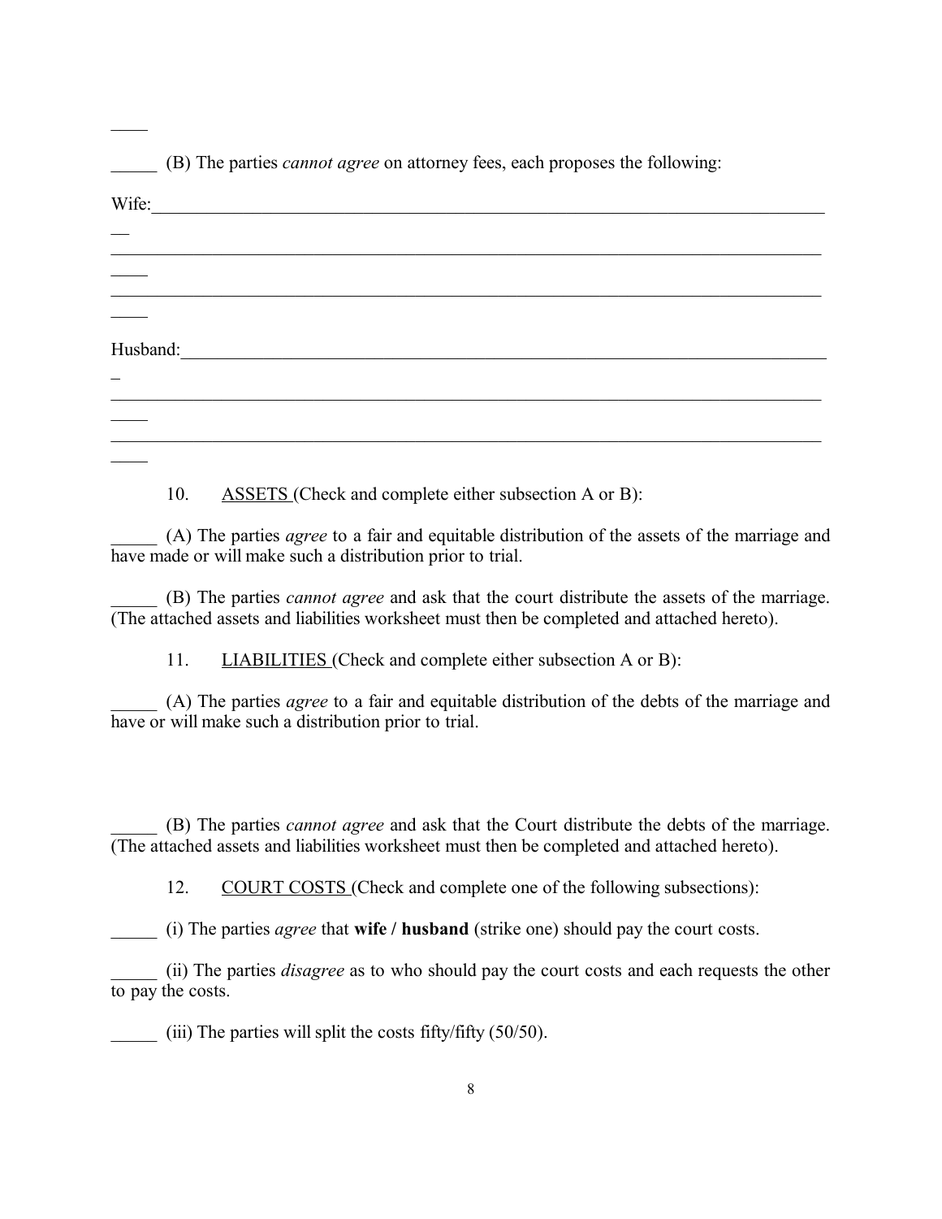____

_____ (B) The parties *cannot agree* on attorney fees, each proposes the following:

Wife:_______________________________________________________________________________
__
_______________________________________________________________________________
____
_______________________________________________________________________________
____

Husband:___________________________________________________________________________
_
_______________________________________________________________________________
____
_______________________________________________________________________________
____

10. ASSETS (Check and complete either subsection A or B):

_____ (A) The parties *agree* to a fair and equitable distribution of the assets of the marriage and have made or will make such a distribution prior to trial.

_____ (B) The parties *cannot agree* and ask that the court distribute the assets of the marriage. (The attached assets and liabilities worksheet must then be completed and attached hereto).

11. LIABILITIES (Check and complete either subsection A or B):

_____ (A) The parties *agree* to a fair and equitable distribution of the debts of the marriage and have or will make such a distribution prior to trial.

_____ (B) The parties *cannot agree* and ask that the Court distribute the debts of the marriage. (The attached assets and liabilities worksheet must then be completed and attached hereto).

12. COURT COSTS (Check and complete one of the following subsections):

_____ (i) The parties *agree* that **wife / husband** (strike one) should pay the court costs.

_____ (ii) The parties *disagree* as to who should pay the court costs and each requests the other to pay the costs.

_____ (iii) The parties will split the costs fifty/fifty (50/50).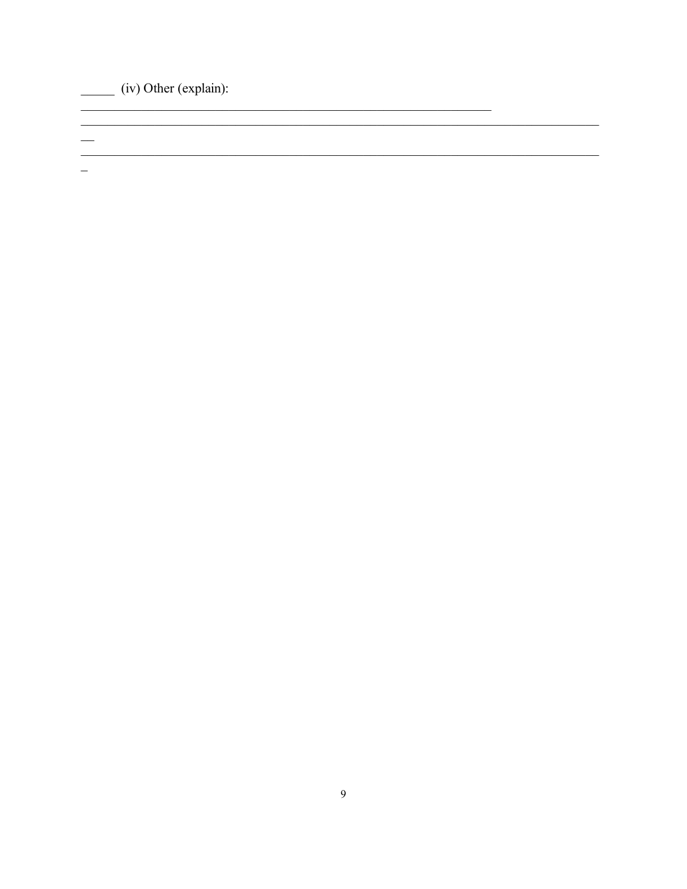_____ (iv) Other (explain):
_______________________________________________________________________
__________________________________________________________________________________________
__
__________________________________________________________________________________________
_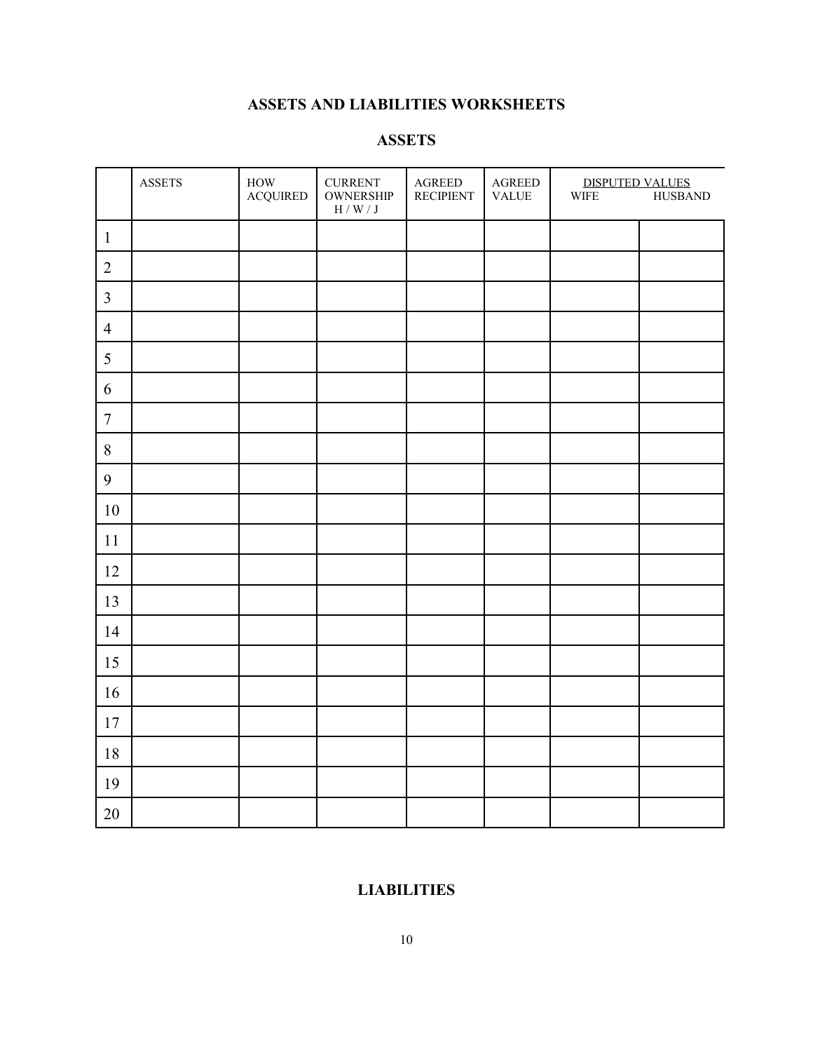## ASSETS AND LIABILITIES WORKSHEETS

### ASSETS

| | ASSETS | HOW ACQUIRED | CURRENT OWNERSHIP H / W / J | AGREED RECIPIENT | AGREED VALUE | DISPUTED VALUES | |
|---|---|---|---|---|---|---|---|
| | | | | | | WIFE | HUSBAND |
| 1 | | | | | | | |
| 2 | | | | | | | |
| 3 | | | | | | | |
| 4 | | | | | | | |
| 5 | | | | | | | |
| 6 | | | | | | | |
| 7 | | | | | | | |
| 8 | | | | | | | |
| 9 | | | | | | | |
| 10 | | | | | | | |
| 11 | | | | | | | |
| 12 | | | | | | | |
| 13 | | | | | | | |
| 14 | | | | | | | |
| 15 | | | | | | | |
| 16 | | | | | | | |
| 17 | | | | | | | |
| 18 | | | | | | | |
| 19 | | | | | | | |
| 20 | | | | | | | |

### LIABILITIES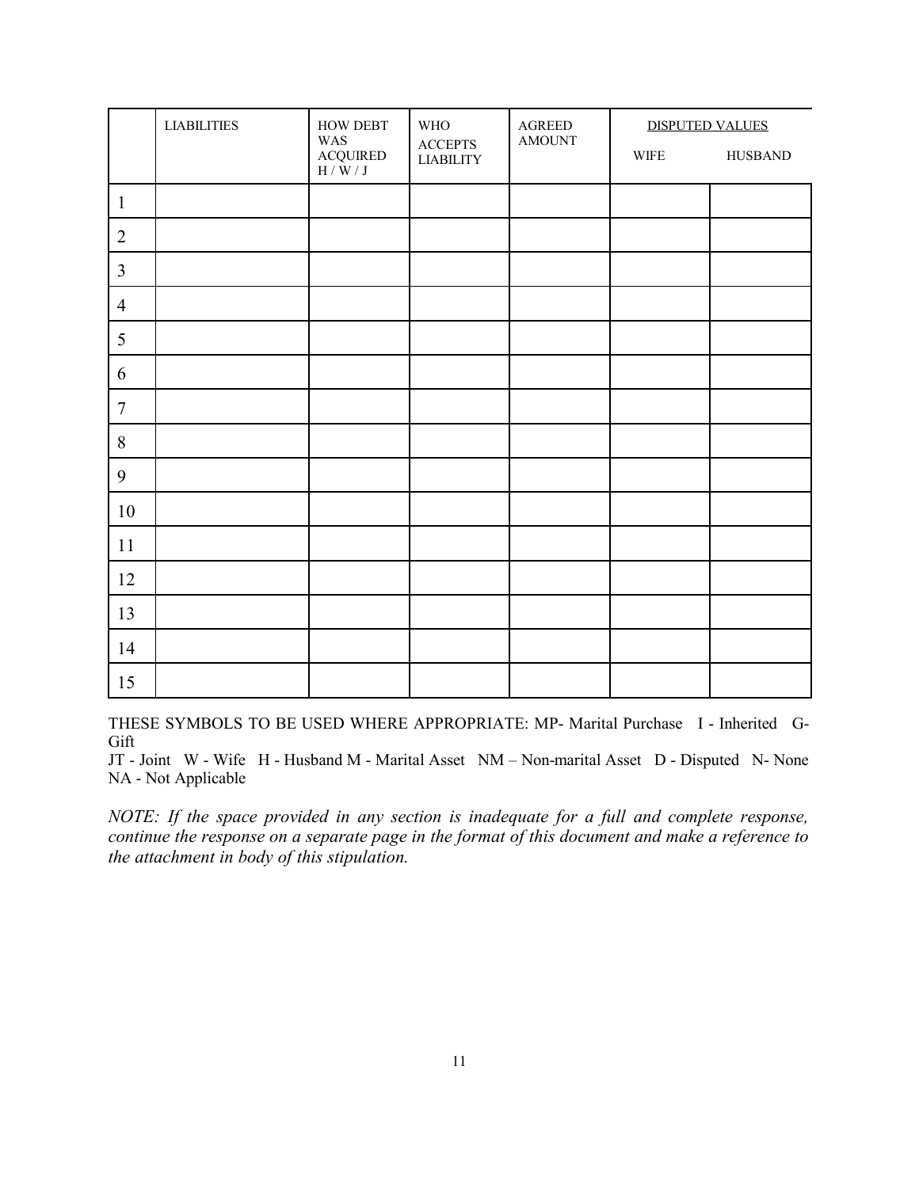| | LIABILITIES | HOW DEBT WAS ACQUIRED H / W / J | WHO ACCEPTS LIABILITY | AGREED AMOUNT | DISPUTED VALUES | |
|---|---|---|---|---|---|---|
| | | | | | WIFE | HUSBAND |
| 1 | | | | | | |
| 2 | | | | | | |
| 3 | | | | | | |
| 4 | | | | | | |
| 5 | | | | | | |
| 6 | | | | | | |
| 7 | | | | | | |
| 8 | | | | | | |
| 9 | | | | | | |
| 10 | | | | | | |
| 11 | | | | | | |
| 12 | | | | | | |
| 13 | | | | | | |
| 14 | | | | | | |
| 15 | | | | | | |

THESE SYMBOLS TO BE USED WHERE APPROPRIATE: MP- Marital Purchase I - Inherited G-Gift
JT - Joint W - Wife H - Husband M - Marital Asset NM – Non-marital Asset D - Disputed N- None NA - Not Applicable

*NOTE: If the space provided in any section is inadequate for a full and complete response, continue the response on a separate page in the format of this document and make a reference to the attachment in body of this stipulation.*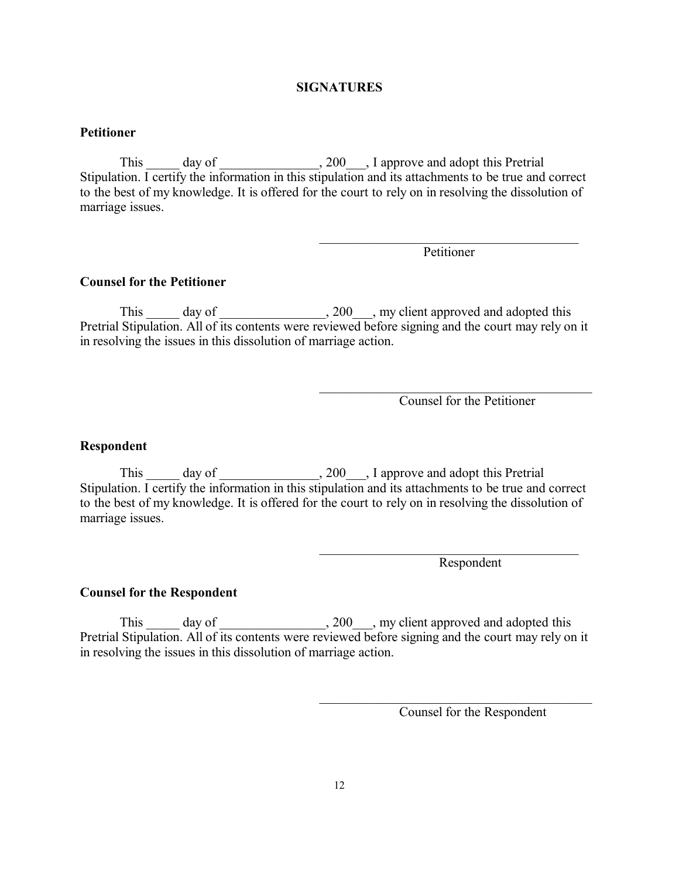## SIGNATURES

**Petitioner**

This _____ day of _______________, 200___, I approve and adopt this Pretrial Stipulation. I certify the information in this stipulation and its attachments to be true and correct to the best of my knowledge. It is offered for the court to rely on in resolving the dissolution of marriage issues.

_________________________________________
Petitioner

**Counsel for the Petitioner**

This _____ day of ________________, 200___, my client approved and adopted this Pretrial Stipulation. All of its contents were reviewed before signing and the court may rely on it in resolving the issues in this dissolution of marriage action.

___________________________________________
Counsel for the Petitioner

**Respondent**

This _____ day of _______________, 200___, I approve and adopt this Pretrial Stipulation. I certify the information in this stipulation and its attachments to be true and correct to the best of my knowledge. It is offered for the court to rely on in resolving the dissolution of marriage issues.

_________________________________________
Respondent

**Counsel for the Respondent**

This _____ day of ________________, 200___, my client approved and adopted this Pretrial Stipulation. All of its contents were reviewed before signing and the court may rely on it in resolving the issues in this dissolution of marriage action.

___________________________________________
Counsel for the Respondent